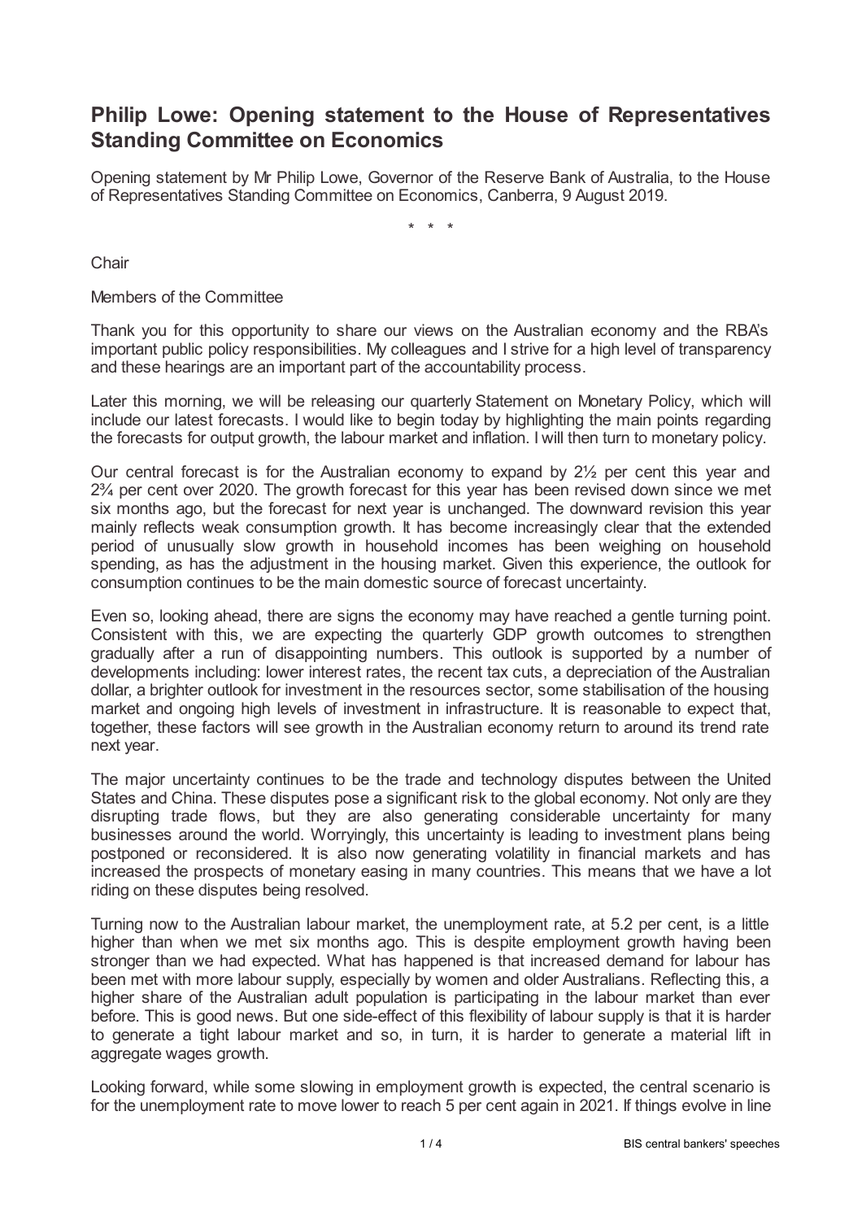# Philip Lowe: Opening statement to the House of Representatives Standing Committee on Economics

Opening statement by Mr Philip Lowe, Governor of the Reserve Bank of Australia, to the House of Representatives Standing Committee on Economics, Canberra, 9 August 2019.

\* \* \*

Chair

Members of the Committee

Thank you for this opportunity to share our views on the Australian economy and the RBA's important public policy responsibilities. My colleagues and I strive for a high level of transparency and these hearings are an important part of the accountability process.

Later this morning, we will be releasing our quarterly Statement on Monetary Policy, which will include our latest forecasts. I would like to begin today by highlighting the main points regarding the forecasts for output growth, the labour market and inflation. I will then turn to monetary policy.

Our central forecast is for the Australian economy to expand by 2½ per cent this year and 2¾ per cent over 2020. The growth forecast for this year has been revised down since we met six months ago, but the forecast for next year is unchanged. The downward revision this year mainly reflects weak consumption growth. It has become increasingly clear that the extended period of unusually slow growth in household incomes has been weighing on household spending, as has the adjustment in the housing market. Given this experience, the outlook for consumption continues to be the main domestic source of forecast uncertainty.

Even so, looking ahead, there are signs the economy may have reached a gentle turning point. Consistent with this, we are expecting the quarterly GDP growth outcomes to strengthen gradually after a run of disappointing numbers. This outlook is supported by a number of developments including: lower interest rates, the recent tax cuts, a depreciation of the Australian dollar, a brighter outlook for investment in the resources sector, some stabilisation of the housing market and ongoing high levels of investment in infrastructure. It is reasonable to expect that, together, these factors will see growth in the Australian economy return to around its trend rate next year.

The major uncertainty continues to be the trade and technology disputes between the United States and China. These disputes pose a significant risk to the global economy. Not only are they disrupting trade flows, but they are also generating considerable uncertainty for many businesses around the world. Worryingly, this uncertainty is leading to investment plans being postponed or reconsidered. It is also now generating volatility in financial markets and has increased the prospects of monetary easing in many countries. This means that we have a lot riding on these disputes being resolved.

Turning now to the Australian labour market, the unemployment rate, at 5.2 per cent, is a little higher than when we met six months ago. This is despite employment growth having been stronger than we had expected. What has happened is that increased demand for labour has been met with more labour supply, especially by women and older Australians. Reflecting this, a higher share of the Australian adult population is participating in the labour market than ever before. This is good news. But one side-effect of this flexibility of labour supply is that it is harder to generate a tight labour market and so, in turn, it is harder to generate a material lift in aggregate wages growth.

Looking forward, while some slowing in employment growth is expected, the central scenario is for the unemployment rate to move lower to reach 5 per cent again in 2021. If things evolve in line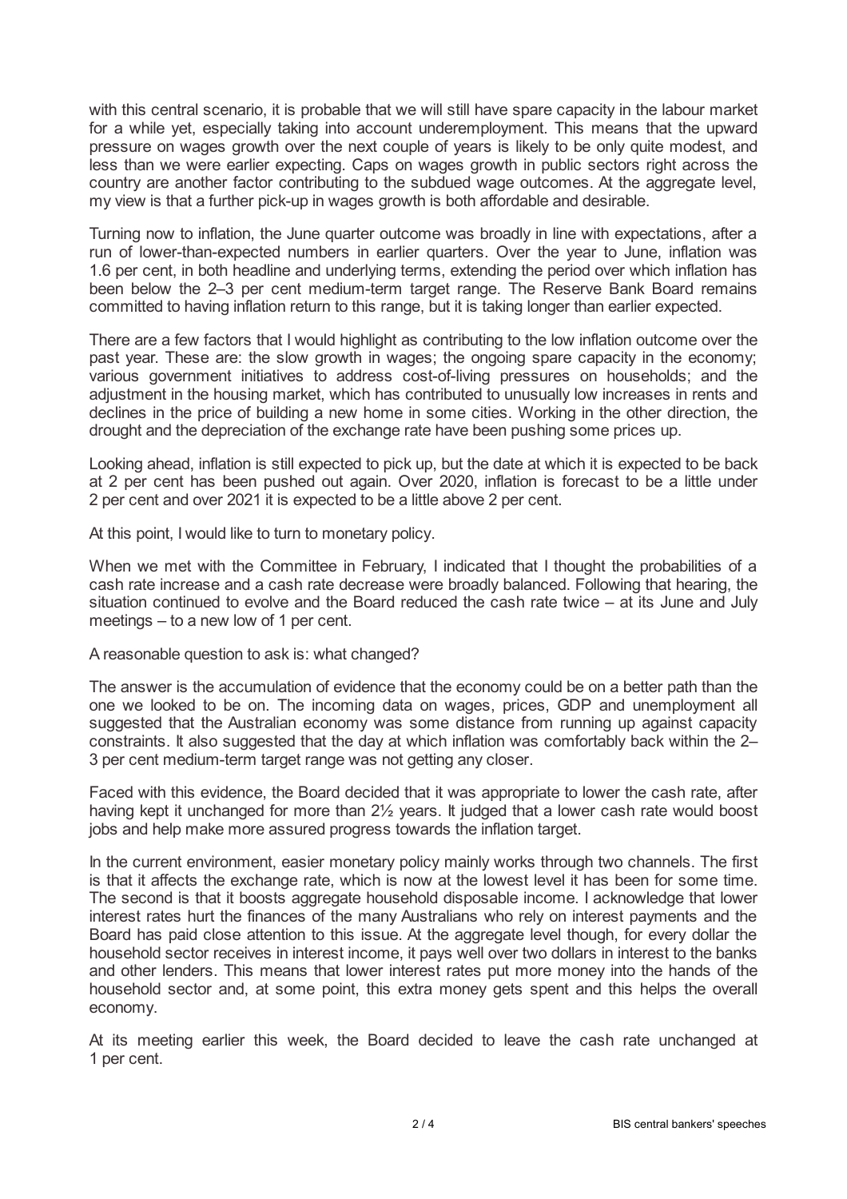with this central scenario, it is probable that we will still have spare capacity in the labour market for a while yet, especially taking into account underemployment. This means that the upward pressure on wages growth over the next couple of years is likely to be only quite modest, and less than we were earlier expecting. Caps on wages growth in public sectors right across the country are another factor contributing to the subdued wage outcomes. At the aggregate level, my view is that a further pick-up in wages growth is both affordable and desirable.

Turning now to inflation, the June quarter outcome was broadly in line with expectations, after a run of lower-than-expected numbers in earlier quarters. Over the year to June, inflation was 1.6 per cent, in both headline and underlying terms, extending the period over which inflation has been below the 2–3 per cent medium-term target range. The Reserve Bank Board remains committed to having inflation return to this range, but it is taking longer than earlier expected.

There are a few factors that I would highlight as contributing to the low inflation outcome over the past year. These are: the slow growth in wages; the ongoing spare capacity in the economy; various government initiatives to address cost-of-living pressures on households; and the adjustment in the housing market, which has contributed to unusually low increases in rents and declines in the price of building a new home in some cities. Working in the other direction, the drought and the depreciation of the exchange rate have been pushing some prices up.

Looking ahead, inflation is still expected to pick up, but the date at which it is expected to be back at 2 per cent has been pushed out again. Over 2020, inflation is forecast to be a little under 2 per cent and over 2021 it is expected to be a little above 2 per cent.

At this point, I would like to turn to monetary policy.

When we met with the Committee in February, I indicated that I thought the probabilities of a cash rate increase and a cash rate decrease were broadly balanced. Following that hearing, the situation continued to evolve and the Board reduced the cash rate twice – at its June and July meetings – to a new low of 1 per cent.

A reasonable question to ask is: what changed?

The answer is the accumulation of evidence that the economy could be on a better path than the one we looked to be on. The incoming data on wages, prices, GDP and unemployment all suggested that the Australian economy was some distance from running up against capacity constraints. It also suggested that the day at which inflation was comfortably back within the 2–3 per cent medium-term target range was not getting any closer.

Faced with this evidence, the Board decided that it was appropriate to lower the cash rate, after having kept it unchanged for more than 2½ years. It judged that a lower cash rate would boost jobs and help make more assured progress towards the inflation target.

In the current environment, easier monetary policy mainly works through two channels. The first is that it affects the exchange rate, which is now at the lowest level it has been for some time. The second is that it boosts aggregate household disposable income. I acknowledge that lower interest rates hurt the finances of the many Australians who rely on interest payments and the Board has paid close attention to this issue. At the aggregate level though, for every dollar the household sector receives in interest income, it pays well over two dollars in interest to the banks and other lenders. This means that lower interest rates put more money into the hands of the household sector and, at some point, this extra money gets spent and this helps the overall economy.

At its meeting earlier this week, the Board decided to leave the cash rate unchanged at 1 per cent.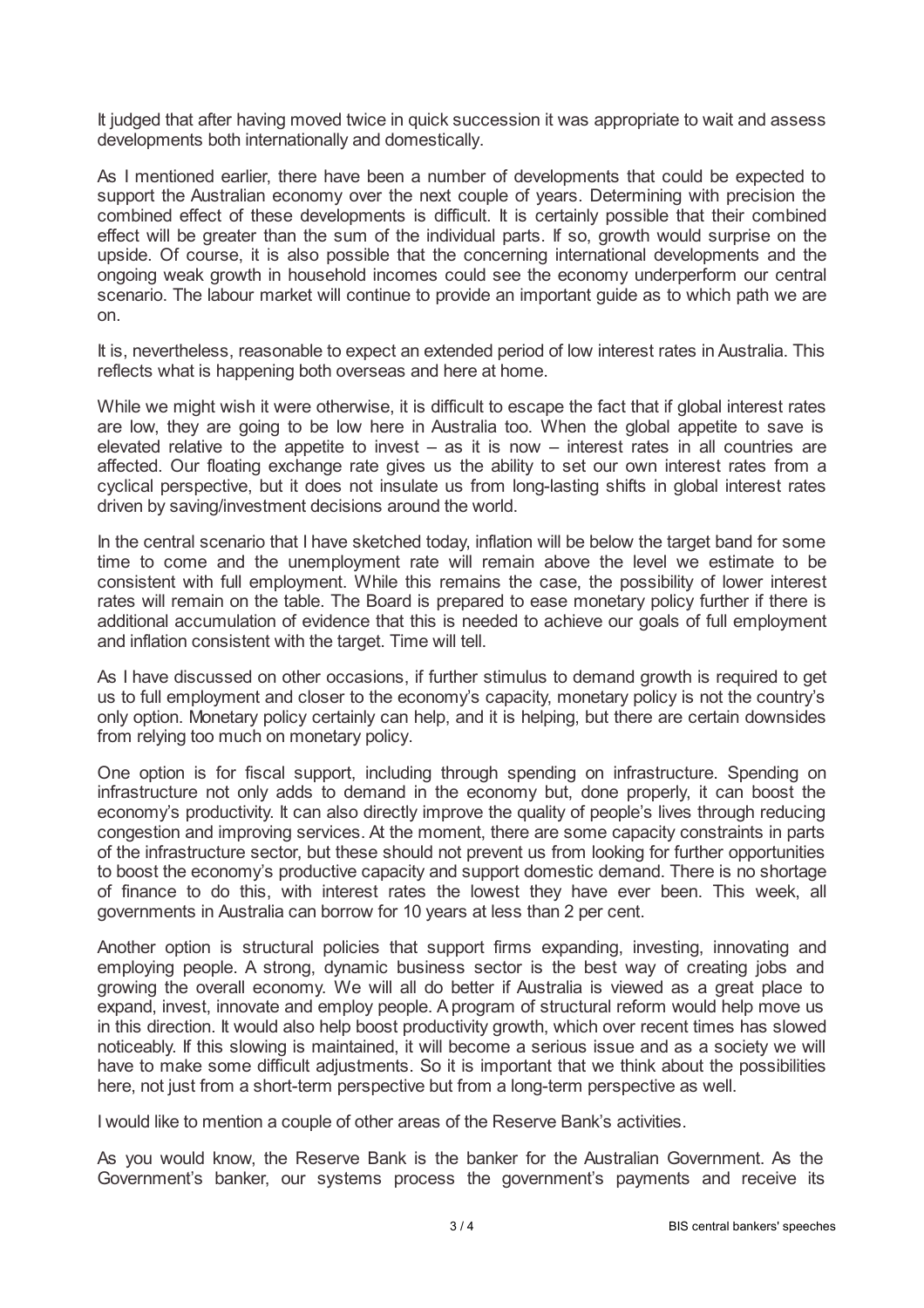It judged that after having moved twice in quick succession it was appropriate to wait and assess developments both internationally and domestically.

As I mentioned earlier, there have been a number of developments that could be expected to support the Australian economy over the next couple of years. Determining with precision the combined effect of these developments is difficult. It is certainly possible that their combined effect will be greater than the sum of the individual parts. If so, growth would surprise on the upside. Of course, it is also possible that the concerning international developments and the ongoing weak growth in household incomes could see the economy underperform our central scenario. The labour market will continue to provide an important guide as to which path we are on.

It is, nevertheless, reasonable to expect an extended period of low interest rates in Australia. This reflects what is happening both overseas and here at home.

While we might wish it were otherwise, it is difficult to escape the fact that if global interest rates are low, they are going to be low here in Australia too. When the global appetite to save is elevated relative to the appetite to invest – as it is now – interest rates in all countries are affected. Our floating exchange rate gives us the ability to set our own interest rates from a cyclical perspective, but it does not insulate us from long-lasting shifts in global interest rates driven by saving/investment decisions around the world.

In the central scenario that I have sketched today, inflation will be below the target band for some time to come and the unemployment rate will remain above the level we estimate to be consistent with full employment. While this remains the case, the possibility of lower interest rates will remain on the table. The Board is prepared to ease monetary policy further if there is additional accumulation of evidence that this is needed to achieve our goals of full employment and inflation consistent with the target. Time will tell.

As I have discussed on other occasions, if further stimulus to demand growth is required to get us to full employment and closer to the economy's capacity, monetary policy is not the country's only option. Monetary policy certainly can help, and it is helping, but there are certain downsides from relying too much on monetary policy.

One option is for fiscal support, including through spending on infrastructure. Spending on infrastructure not only adds to demand in the economy but, done properly, it can boost the economy's productivity. It can also directly improve the quality of people's lives through reducing congestion and improving services. At the moment, there are some capacity constraints in parts of the infrastructure sector, but these should not prevent us from looking for further opportunities to boost the economy's productive capacity and support domestic demand. There is no shortage of finance to do this, with interest rates the lowest they have ever been. This week, all governments in Australia can borrow for 10 years at less than 2 per cent.

Another option is structural policies that support firms expanding, investing, innovating and employing people. A strong, dynamic business sector is the best way of creating jobs and growing the overall economy. We will all do better if Australia is viewed as a great place to expand, invest, innovate and employ people. A program of structural reform would help move us in this direction. It would also help boost productivity growth, which over recent times has slowed noticeably. If this slowing is maintained, it will become a serious issue and as a society we will have to make some difficult adjustments. So it is important that we think about the possibilities here, not just from a short-term perspective but from a long-term perspective as well.

I would like to mention a couple of other areas of the Reserve Bank's activities.

As you would know, the Reserve Bank is the banker for the Australian Government. As the Government's banker, our systems process the government's payments and receive its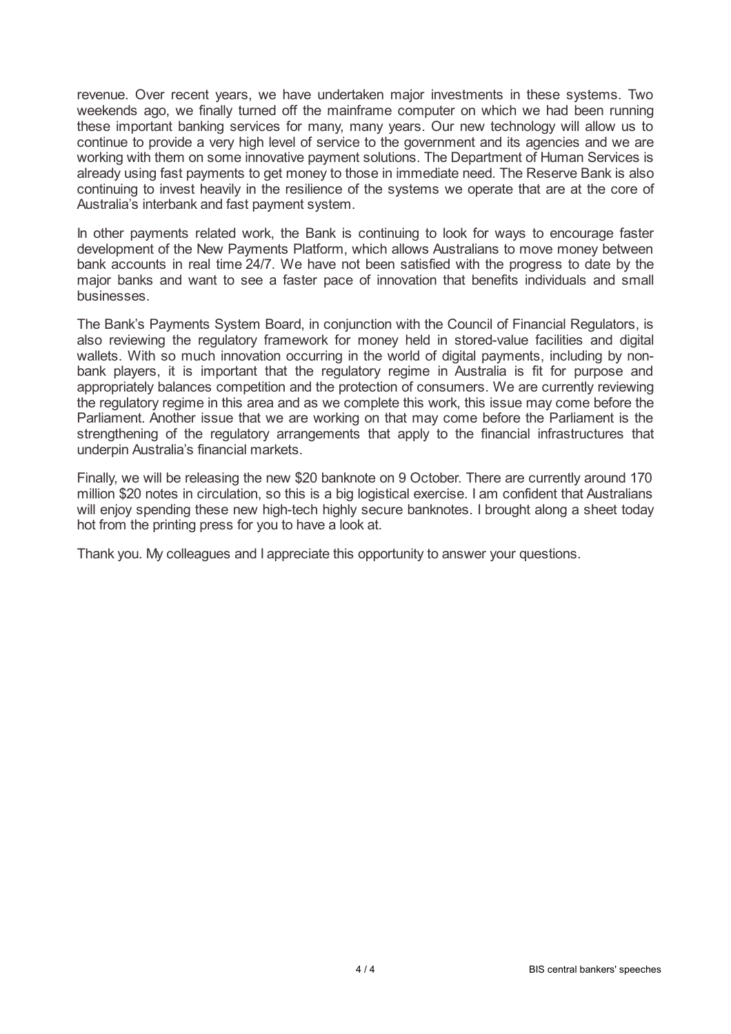revenue. Over recent years, we have undertaken major investments in these systems. Two weekends ago, we finally turned off the mainframe computer on which we had been running these important banking services for many, many years. Our new technology will allow us to continue to provide a very high level of service to the government and its agencies and we are working with them on some innovative payment solutions. The Department of Human Services is already using fast payments to get money to those in immediate need. The Reserve Bank is also continuing to invest heavily in the resilience of the systems we operate that are at the core of Australia's interbank and fast payment system.

In other payments related work, the Bank is continuing to look for ways to encourage faster development of the New Payments Platform, which allows Australians to move money between bank accounts in real time 24/7. We have not been satisfied with the progress to date by the major banks and want to see a faster pace of innovation that benefits individuals and small businesses.

The Bank's Payments System Board, in conjunction with the Council of Financial Regulators, is also reviewing the regulatory framework for money held in stored-value facilities and digital wallets. With so much innovation occurring in the world of digital payments, including by non-bank players, it is important that the regulatory regime in Australia is fit for purpose and appropriately balances competition and the protection of consumers. We are currently reviewing the regulatory regime in this area and as we complete this work, this issue may come before the Parliament. Another issue that we are working on that may come before the Parliament is the strengthening of the regulatory arrangements that apply to the financial infrastructures that underpin Australia's financial markets.

Finally, we will be releasing the new $20 banknote on 9 October. There are currently around 170 million $20 notes in circulation, so this is a big logistical exercise. I am confident that Australians will enjoy spending these new high-tech highly secure banknotes. I brought along a sheet today hot from the printing press for you to have a look at.

Thank you. My colleagues and I appreciate this opportunity to answer your questions.